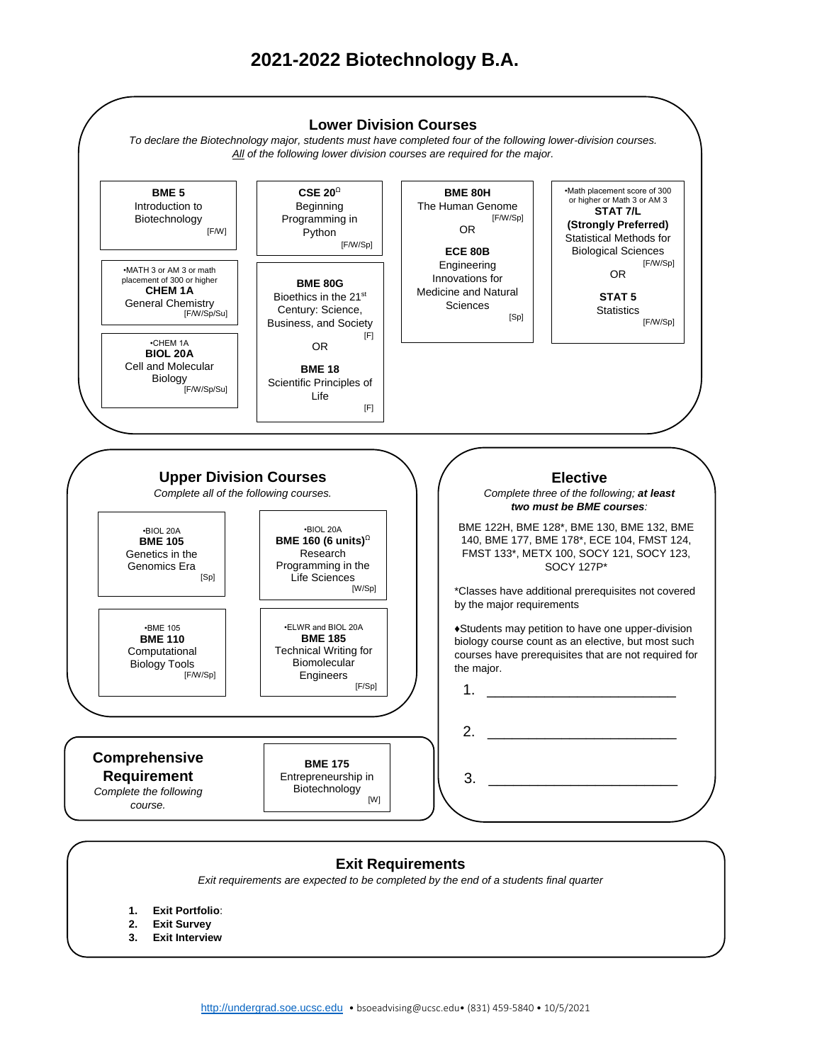# 2021-2022 Biotechnology B.A.

## Lower Division Courses

*To declare the Biotechnology major, students must have completed four of the following lower-division courses. All of the following lower division courses are required for the major.*

**BME 5**
Introduction to Biotechnology
[F/W]

•MATH 3 or AM 3 or math placement of 300 or higher
**CHEM 1A**
General Chemistry
[F/W/Sp/Su]

•CHEM 1A
**BIOL 20A**
Cell and Molecular Biology
[F/W/Sp/Su]

**CSE 20**[Ω]
Beginning Programming in Python
[F/W/Sp]

**BME 80G**
Bioethics in the 21st Century: Science, Business, and Society
[F]

OR

**BME 18**
Scientific Principles of Life
[F]

**BME 80H**
The Human Genome
[F/W/Sp]

OR

**ECE 80B**
Engineering Innovations for Medicine and Natural Sciences
[Sp]

•Math placement score of 300 or higher or Math 3 or AM 3
**STAT 7/L**
**(Strongly Preferred)**
Statistical Methods for Biological Sciences
[F/W/Sp]

OR

**STAT 5**
Statistics
[F/W/Sp]

## Upper Division Courses

*Complete all of the following courses.*

•BIOL 20A
**BME 105**
Genetics in the Genomics Era
[Sp]

•BIOL 20A
**BME 160 (6 units)**[Ω]
Research Programming in the Life Sciences
[W/Sp]

•BME 105
**BME 110**
Computational Biology Tools
[F/W/Sp]

•ELWR and BIOL 20A
**BME 185**
Technical Writing for Biomolecular Engineers
[F/Sp]

## Elective

*Complete three of the following; **at least two must be BME courses**:*

BME 122H, BME 128*, BME 130, BME 132, BME 140, BME 177, BME 178*, ECE 104, FMST 124, FMST 133*, METX 100, SOCY 121, SOCY 123, SOCY 127P*

*Classes have additional prerequisites not covered by the major requirements

♦Students may petition to have one upper-division biology course count as an elective, but most such courses have prerequisites that are not required for the major.

1. ________________________
2. ________________________
3. ________________________

## Comprehensive Requirement

*Complete the following course.*

**BME 175**
Entrepreneurship in Biotechnology
[W]

## Exit Requirements

*Exit requirements are expected to be completed by the end of a students final quarter*

1. **Exit Portfolio**:
2. **Exit Survey**
3. **Exit Interview**

http://undergrad.soe.ucsc.edu • bsoeadvising@ucsc.edu• (831) 459-5840 • 10/5/2021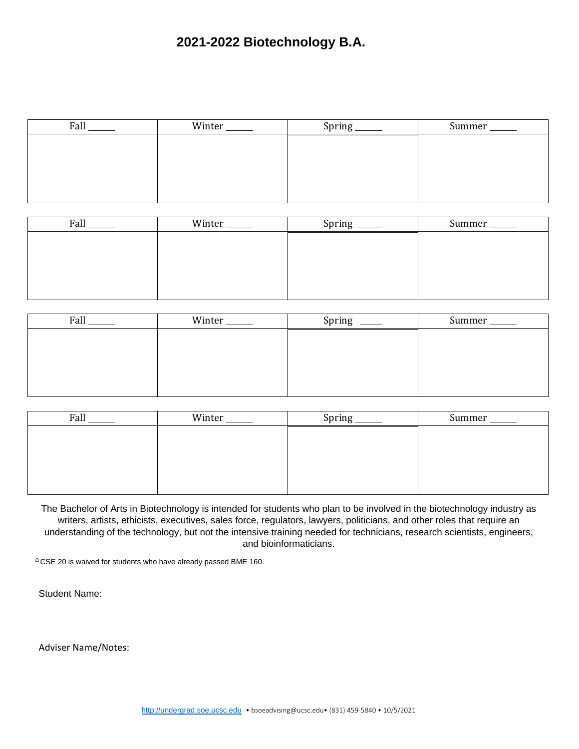# 2021-2022 Biotechnology B.A.

| Fall _____ | Winter _____ | Spring _____ | Summer _____ |
| --- | --- | --- | --- |
| | | | |

| Fall _____ | Winter _____ | Spring _____ | Summer _____ |
| --- | --- | --- | --- |
| | | | |

| Fall _____ | Winter _____ | Spring _____ | Summer _____ |
| --- | --- | --- | --- |
| | | | |

| Fall _____ | Winter _____ | Spring _____ | Summer _____ |
| --- | --- | --- | --- |
| | | | |

The Bachelor of Arts in Biotechnology is intended for students who plan to be involved in the biotechnology industry as writers, artists, ethicists, executives, sales force, regulators, lawyers, politicians, and other roles that require an understanding of the technology, but not the intensive training needed for technicians, research scientists, engineers, and bioinformaticians.

$^{\Omega}$ CSE 20 is waived for students who have already passed BME 160.

Student Name:

Adviser Name/Notes:

http://undergrad.soe.ucsc.edu • bsoeadvising@ucsc.edu• (831) 459-5840 • 10/5/2021